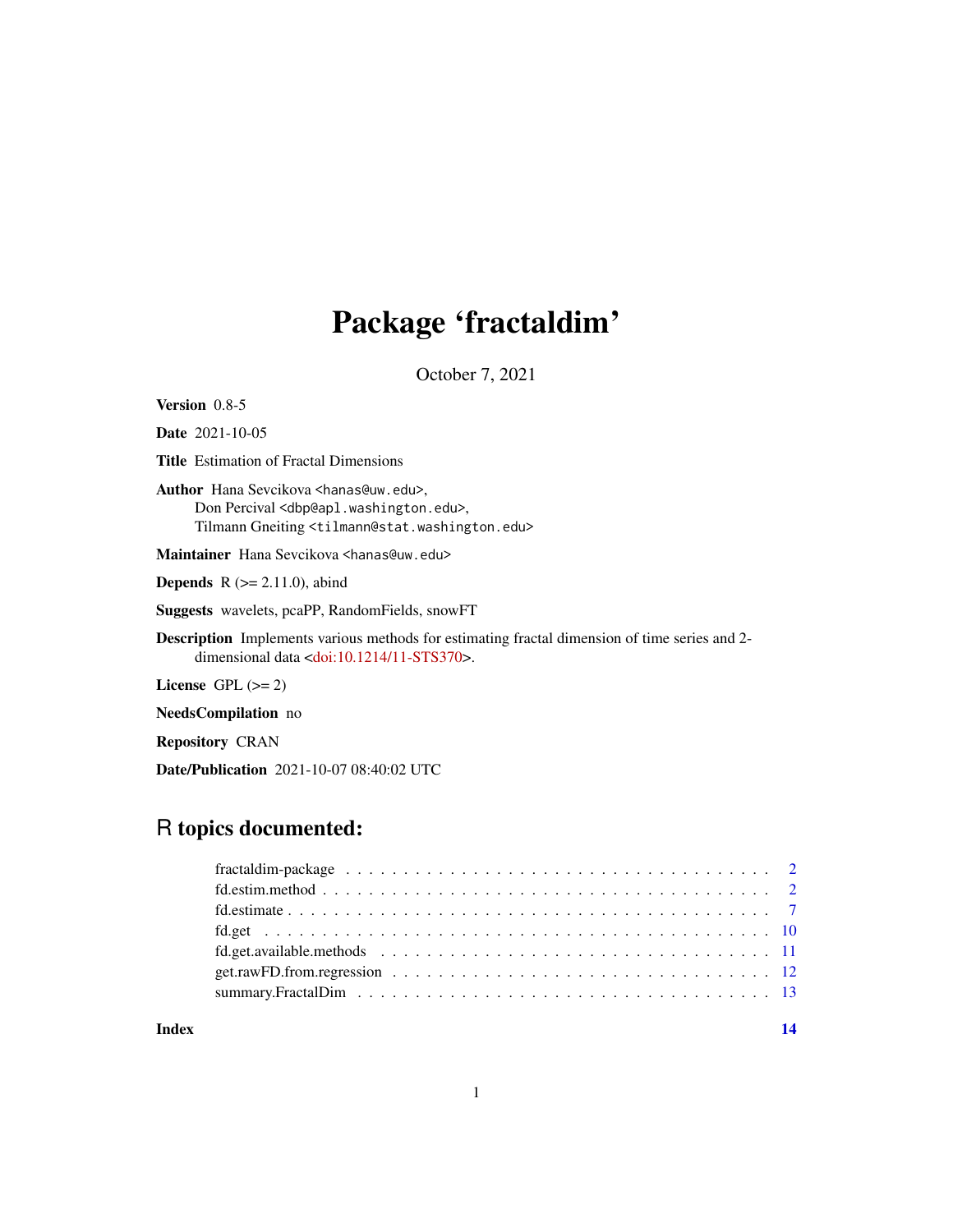# Package 'fractaldim'

October 7, 2021

**Version** 0.8-5

**Date** 2021-10-05

**Title** Estimation of Fractal Dimensions

**Author** Hana Sevcikova <hanas@uw.edu>,
Don Percival <dbp@apl.washington.edu>,
Tilmann Gneiting <tilmann@stat.washington.edu>

**Maintainer** Hana Sevcikova <hanas@uw.edu>

**Depends** R (>= 2.11.0), abind

**Suggests** wavelets, pcaPP, RandomFields, snowFT

**Description** Implements various methods for estimating fractal dimension of time series and 2-dimensional data <doi:10.1214/11-STS370>.

**License** GPL (>= 2)

**NeedsCompilation** no

**Repository** CRAN

**Date/Publication** 2021-10-07 08:40:02 UTC

## R topics documented:

fractaldim-package . . . . . . . . . . . . . . . . . . . . . . . . . . . . . . . . . . . . 2
fd.estim.method . . . . . . . . . . . . . . . . . . . . . . . . . . . . . . . . . . . . . 2
fd.estimate . . . . . . . . . . . . . . . . . . . . . . . . . . . . . . . . . . . . . . . 7
fd.get . . . . . . . . . . . . . . . . . . . . . . . . . . . . . . . . . . . . . . . . . 10
fd.get.available.methods . . . . . . . . . . . . . . . . . . . . . . . . . . . . . . . . 11
get.rawFD.from.regression . . . . . . . . . . . . . . . . . . . . . . . . . . . . . . . 12
summary.FractalDim . . . . . . . . . . . . . . . . . . . . . . . . . . . . . . . . . . 13

**Index** **14**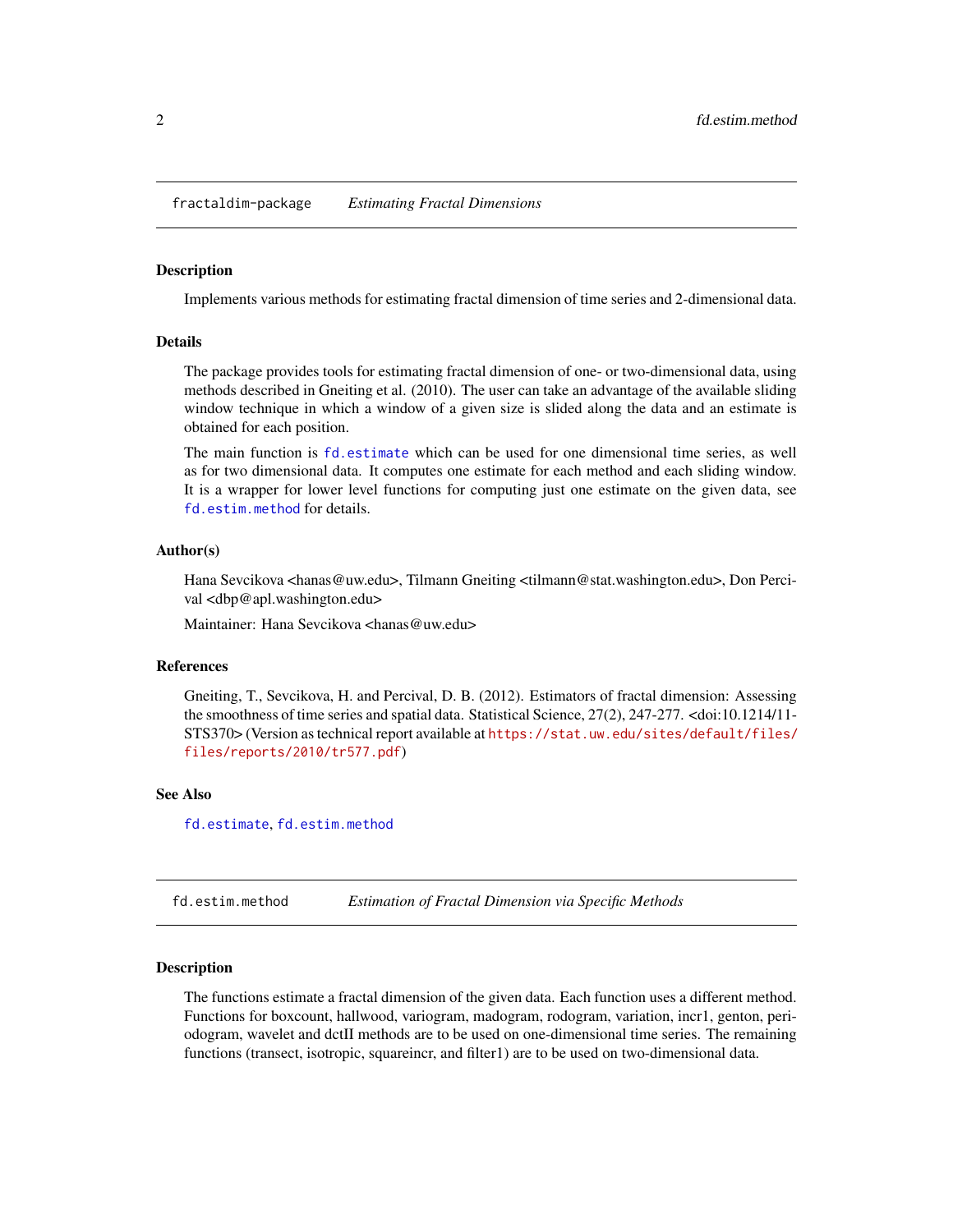## fractaldim-package — *Estimating Fractal Dimensions*

### Description

Implements various methods for estimating fractal dimension of time series and 2-dimensional data.

### Details

The package provides tools for estimating fractal dimension of one- or two-dimensional data, using methods described in Gneiting et al. (2010). The user can take an advantage of the available sliding window technique in which a window of a given size is slided along the data and an estimate is obtained for each position.

The main function is `fd.estimate` which can be used for one dimensional time series, as well as for two dimensional data. It computes one estimate for each method and each sliding window. It is a wrapper for lower level functions for computing just one estimate on the given data, see `fd.estim.method` for details.

### Author(s)

Hana Sevcikova <hanas@uw.edu>, Tilmann Gneiting <tilmann@stat.washington.edu>, Don Percival <dbp@apl.washington.edu>

Maintainer: Hana Sevcikova <hanas@uw.edu>

### References

Gneiting, T., Sevcikova, H. and Percival, D. B. (2012). Estimators of fractal dimension: Assessing the smoothness of time series and spatial data. Statistical Science, 27(2), 247-277. <doi:10.1214/11-STS370> (Version as technical report available at https://stat.uw.edu/sites/default/files/files/reports/2010/tr577.pdf)

### See Also

`fd.estimate`, `fd.estim.method`

## fd.estim.method — *Estimation of Fractal Dimension via Specific Methods*

### Description

The functions estimate a fractal dimension of the given data. Each function uses a different method. Functions for boxcount, hallwood, variogram, madogram, rodogram, variation, incr1, genton, periodogram, wavelet and dctII methods are to be used on one-dimensional time series. The remaining functions (transect, isotropic, squareincr, and filter1) are to be used on two-dimensional data.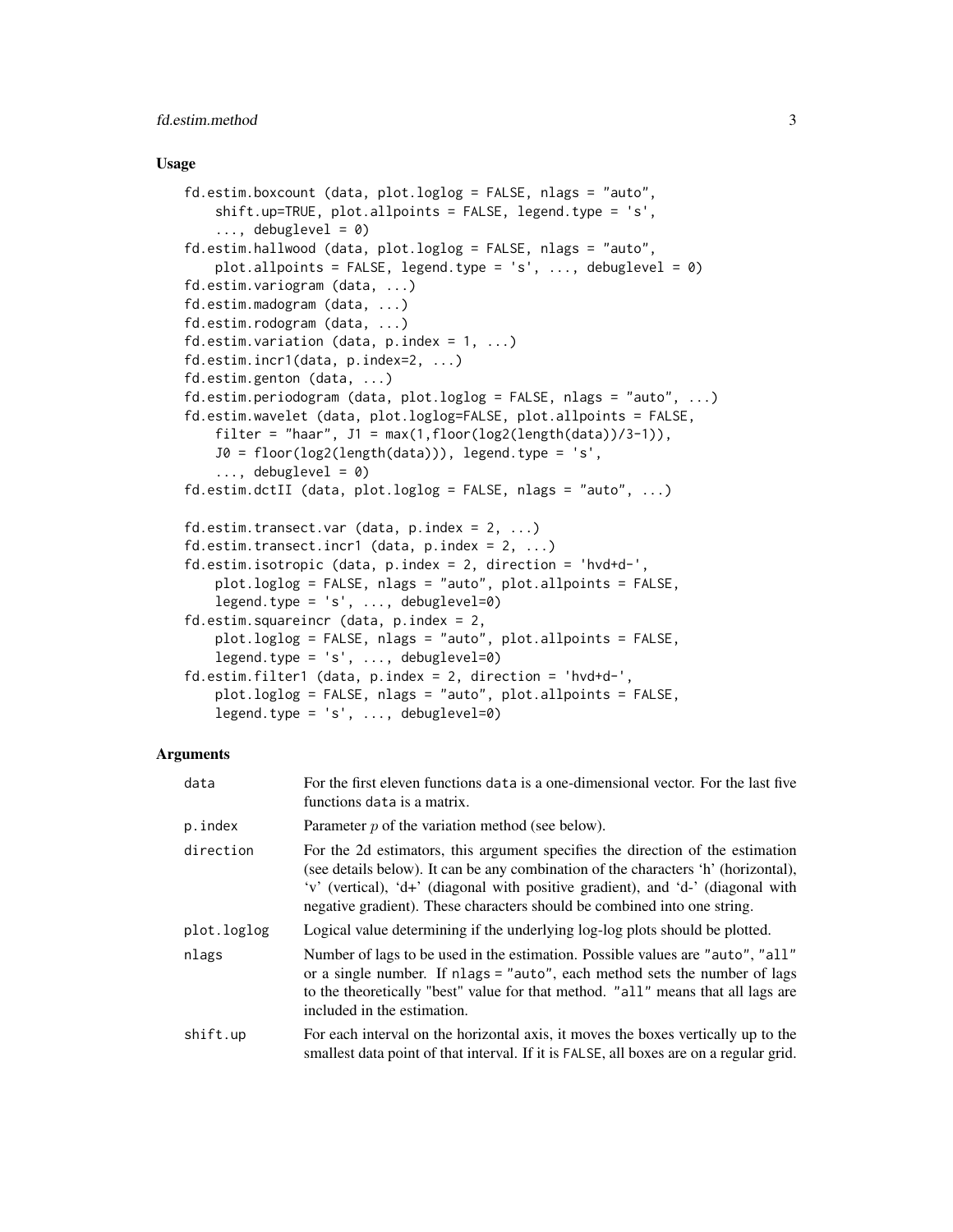## Usage

```
fd.estim.boxcount (data, plot.loglog = FALSE, nlags = "auto",
    shift.up=TRUE, plot.allpoints = FALSE, legend.type = 's',
    ..., debuglevel = 0)
fd.estim.hallwood (data, plot.loglog = FALSE, nlags = "auto",
    plot.allpoints = FALSE, legend.type = 's', ..., debuglevel = 0)
fd.estim.variogram (data, ...)
fd.estim.madogram (data, ...)
fd.estim.rodogram (data, ...)
fd.estim.variation (data, p.index = 1, ...)
fd.estim.incr1(data, p.index=2, ...)
fd.estim.genton (data, ...)
fd.estim.periodogram (data, plot.loglog = FALSE, nlags = "auto", ...)
fd.estim.wavelet (data, plot.loglog=FALSE, plot.allpoints = FALSE,
    filter = "haar", J1 = max(1,floor(log2(length(data))/3-1)),
    J0 = floor(log2(length(data))), legend.type = 's',
    ..., debuglevel = 0)
fd.estim.dctII (data, plot.loglog = FALSE, nlags = "auto", ...)

fd.estim.transect.var (data, p.index = 2, ...)
fd.estim.transect.incr1 (data, p.index = 2, ...)
fd.estim.isotropic (data, p.index = 2, direction = 'hvd+d-',
    plot.loglog = FALSE, nlags = "auto", plot.allpoints = FALSE,
    legend.type = 's', ..., debuglevel=0)
fd.estim.squareincr (data, p.index = 2,
    plot.loglog = FALSE, nlags = "auto", plot.allpoints = FALSE,
    legend.type = 's', ..., debuglevel=0)
fd.estim.filter1 (data, p.index = 2, direction = 'hvd+d-',
    plot.loglog = FALSE, nlags = "auto", plot.allpoints = FALSE,
    legend.type = 's', ..., debuglevel=0)
```

## Arguments

| | |
|---|---|
| data | For the first eleven functions data is a one-dimensional vector. For the last five functions data is a matrix. |
| p.index | Parameter $p$ of the variation method (see below). |
| direction | For the 2d estimators, this argument specifies the direction of the estimation (see details below). It can be any combination of the characters 'h' (horizontal), 'v' (vertical), 'd+' (diagonal with positive gradient), and 'd-' (diagonal with negative gradient). These characters should be combined into one string. |
| plot.loglog | Logical value determining if the underlying log-log plots should be plotted. |
| nlags | Number of lags to be used in the estimation. Possible values are "auto", "all" or a single number. If nlags = "auto", each method sets the number of lags to the theoretically "best" value for that method. "all" means that all lags are included in the estimation. |
| shift.up | For each interval on the horizontal axis, it moves the boxes vertically up to the smallest data point of that interval. If it is FALSE, all boxes are on a regular grid. |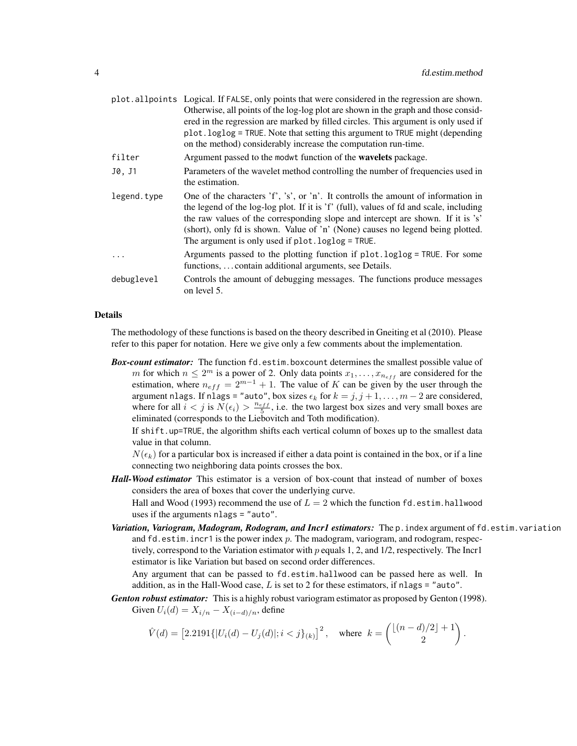`plot.allpoints` Logical. If `FALSE`, only points that were considered in the regression are shown. Otherwise, all points of the log-log plot are shown in the graph and those considered in the regression are marked by filled circles. This argument is only used if `plot.loglog = TRUE`. Note that setting this argument to `TRUE` might (depending on the method) considerably increase the computation run-time.

`filter` Argument passed to the `modwt` function of the **wavelets** package.

`J0, J1` Parameters of the wavelet method controlling the number of frequencies used in the estimation.

`legend.type` One of the characters 'f', 's', or 'n'. It controlls the amount of information in the legend of the log-log plot. If it is 'f' (full), values of fd and scale, including the raw values of the corresponding slope and intercept are shown. If it is 's' (short), only fd is shown. Value of 'n' (None) causes no legend being plotted. The argument is only used if `plot.loglog = TRUE`.

`...` Arguments passed to the plotting function if `plot.loglog = TRUE`. For some functions, ... contain additional arguments, see Details.

`debuglevel` Controls the amount of debugging messages. The functions produce messages on level 5.

## Details

The methodology of these functions is based on the theory described in Gneiting et al (2010). Please refer to this paper for notation. Here we give only a few comments about the implementation.

***Box-count estimator:*** The function `fd.estim.boxcount` determines the smallest possible value of $m$ for which $n \leq 2^m$ is a power of 2. Only data points $x_1, \ldots, x_{n_{eff}}$ are considered for the estimation, where $n_{eff} = 2^{m-1} + 1$. The value of $K$ can be given by the user through the argument `nlags`. If `nlags = "auto"`, box sizes $\epsilon_k$ for $k = j, j+1, \ldots, m-2$ are considered, where for all $i < j$ is $N(\epsilon_i) > \frac{n_{eff}}{5}$, i.e. the two largest box sizes and very small boxes are eliminated (corresponds to the Liebovitch and Toth modification).

If `shift.up=TRUE`, the algorithm shifts each vertical column of boxes up to the smallest data value in that column.

$N(\epsilon_k)$ for a particular box is increased if either a data point is contained in the box, or if a line connecting two neighboring data points crosses the box.

***Hall-Wood estimator*** This estimator is a version of box-count that instead of number of boxes considers the area of boxes that cover the underlying curve.

Hall and Wood (1993) recommend the use of $L = 2$ which the function `fd.estim.hallwood` uses if the arguments `nlags = "auto"`.

***Variation, Variogram, Madogram, Rodogram, and Incr1 estimators:*** The `p.index` argument of `fd.estim.variation` and `fd.estim.incr1` is the power index $p$. The madogram, variogram, and rodogram, respectively, correspond to the Variation estimator with $p$ equals 1, 2, and 1/2, respectively. The Incr1 estimator is like Variation but based on second order differences.

Any argument that can be passed to `fd.estim.hallwood` can be passed here as well. In addition, as in the Hall-Wood case, $L$ is set to 2 for these estimators, if `nlags = "auto"`.

***Genton robust estimator:*** This is a highly robust variogram estimator as proposed by Genton (1998). Given $U_i(d) = X_{i/n} - X_{(i-d)/n}$, define

$$\hat{V}(d) = \left[2.2191\{|U_i(d) - U_j(d)|; i < j\}_{(k)}\right]^2, \quad \text{where} \;\; k = \binom{\lfloor (n-d)/2 \rfloor + 1}{2}.$$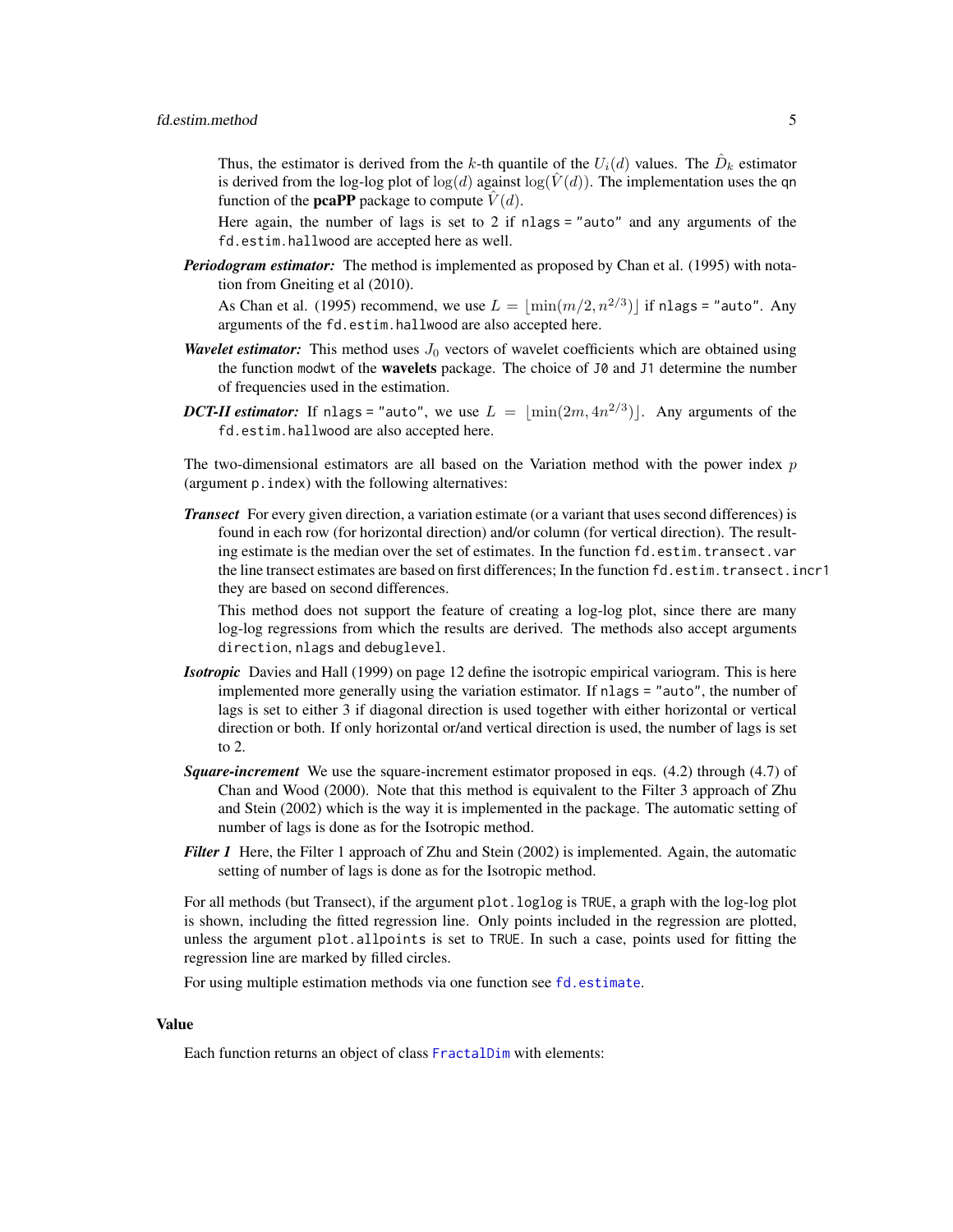Thus, the estimator is derived from the $k$-th quantile of the $U_i(d)$ values. The $\hat{D}_k$ estimator is derived from the log-log plot of $\log(d)$ against $\log(\hat{V}(d))$. The implementation uses the `qn` function of the **pcaPP** package to compute $\hat{V}(d)$.

Here again, the number of lags is set to 2 if `nlags = "auto"` and any arguments of the `fd.estim.hallwood` are accepted here as well.

***Periodogram estimator:*** The method is implemented as proposed by Chan et al. (1995) with notation from Gneiting et al (2010).

As Chan et al. (1995) recommend, we use $L = \lfloor \min(m/2, n^{2/3}) \rfloor$ if `nlags = "auto"`. Any arguments of the `fd.estim.hallwood` are also accepted here.

***Wavelet estimator:*** This method uses $J_0$ vectors of wavelet coefficients which are obtained using the function `modwt` of the **wavelets** package. The choice of `J0` and `J1` determine the number of frequencies used in the estimation.

***DCT-II estimator:*** If `nlags = "auto"`, we use $L = \lfloor \min(2m, 4n^{2/3}) \rfloor$. Any arguments of the `fd.estim.hallwood` are also accepted here.

The two-dimensional estimators are all based on the Variation method with the power index $p$ (argument `p.index`) with the following alternatives:

***Transect*** For every given direction, a variation estimate (or a variant that uses second differences) is found in each row (for horizontal direction) and/or column (for vertical direction). The resulting estimate is the median over the set of estimates. In the function `fd.estim.transect.var` the line transect estimates are based on first differences; In the function `fd.estim.transect.incr1` they are based on second differences.

This method does not support the feature of creating a log-log plot, since there are many log-log regressions from which the results are derived. The methods also accept arguments `direction`, `nlags` and `debuglevel`.

***Isotropic*** Davies and Hall (1999) on page 12 define the isotropic empirical variogram. This is here implemented more generally using the variation estimator. If `nlags = "auto"`, the number of lags is set to either 3 if diagonal direction is used together with either horizontal or vertical direction or both. If only horizontal or/and vertical direction is used, the number of lags is set to 2.

***Square-increment*** We use the square-increment estimator proposed in eqs. (4.2) through (4.7) of Chan and Wood (2000). Note that this method is equivalent to the Filter 3 approach of Zhu and Stein (2002) which is the way it is implemented in the package. The automatic setting of number of lags is done as for the Isotropic method.

***Filter 1*** Here, the Filter 1 approach of Zhu and Stein (2002) is implemented. Again, the automatic setting of number of lags is done as for the Isotropic method.

For all methods (but Transect), if the argument `plot.loglog` is `TRUE`, a graph with the log-log plot is shown, including the fitted regression line. Only points included in the regression are plotted, unless the argument `plot.allpoints` is set to `TRUE`. In such a case, points used for fitting the regression line are marked by filled circles.

For using multiple estimation methods via one function see `fd.estimate`.

## Value

Each function returns an object of class `FractalDim` with elements: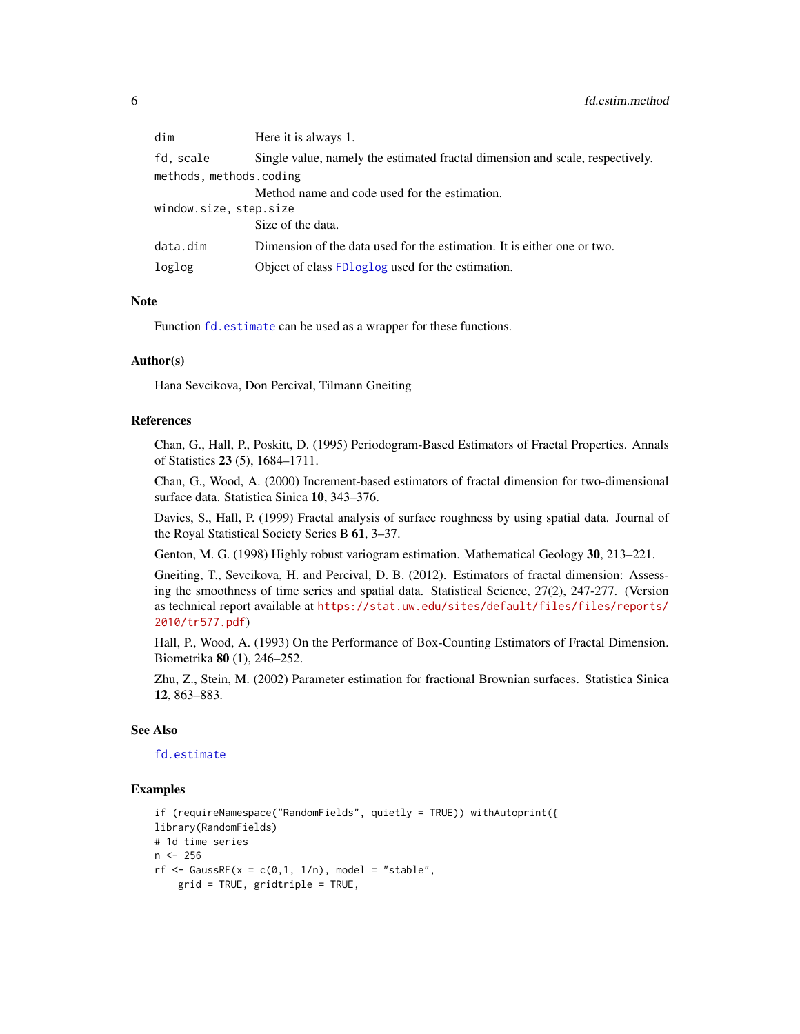| | |
|---|---|
| `dim` | Here it is always 1. |
| `fd, scale` | Single value, namely the estimated fractal dimension and scale, respectively. |
| `methods, methods.coding` | Method name and code used for the estimation. |
| `window.size, step.size` | Size of the data. |
| `data.dim` | Dimension of the data used for the estimation. It is either one or two. |
| `loglog` | Object of class `FDloglog` used for the estimation. |

### Note

Function `fd.estimate` can be used as a wrapper for these functions.

### Author(s)

Hana Sevcikova, Don Percival, Tilmann Gneiting

### References

Chan, G., Hall, P., Poskitt, D. (1995) Periodogram-Based Estimators of Fractal Properties. Annals of Statistics **23** (5), 1684–1711.

Chan, G., Wood, A. (2000) Increment-based estimators of fractal dimension for two-dimensional surface data. Statistica Sinica **10**, 343–376.

Davies, S., Hall, P. (1999) Fractal analysis of surface roughness by using spatial data. Journal of the Royal Statistical Society Series B **61**, 3–37.

Genton, M. G. (1998) Highly robust variogram estimation. Mathematical Geology **30**, 213–221.

Gneiting, T., Sevcikova, H. and Percival, D. B. (2012). Estimators of fractal dimension: Assessing the smoothness of time series and spatial data. Statistical Science, 27(2), 247-277. (Version as technical report available at https://stat.uw.edu/sites/default/files/files/reports/2010/tr577.pdf)

Hall, P., Wood, A. (1993) On the Performance of Box-Counting Estimators of Fractal Dimension. Biometrika **80** (1), 246–252.

Zhu, Z., Stein, M. (2002) Parameter estimation for fractional Brownian surfaces. Statistica Sinica **12**, 863–883.

### See Also

`fd.estimate`

### Examples

```
if (requireNamespace("RandomFields", quietly = TRUE)) withAutoprint({
library(RandomFields)
# 1d time series
n <- 256
rf <- GaussRF(x = c(0,1, 1/n), model = "stable",
    grid = TRUE, gridtriple = TRUE,
```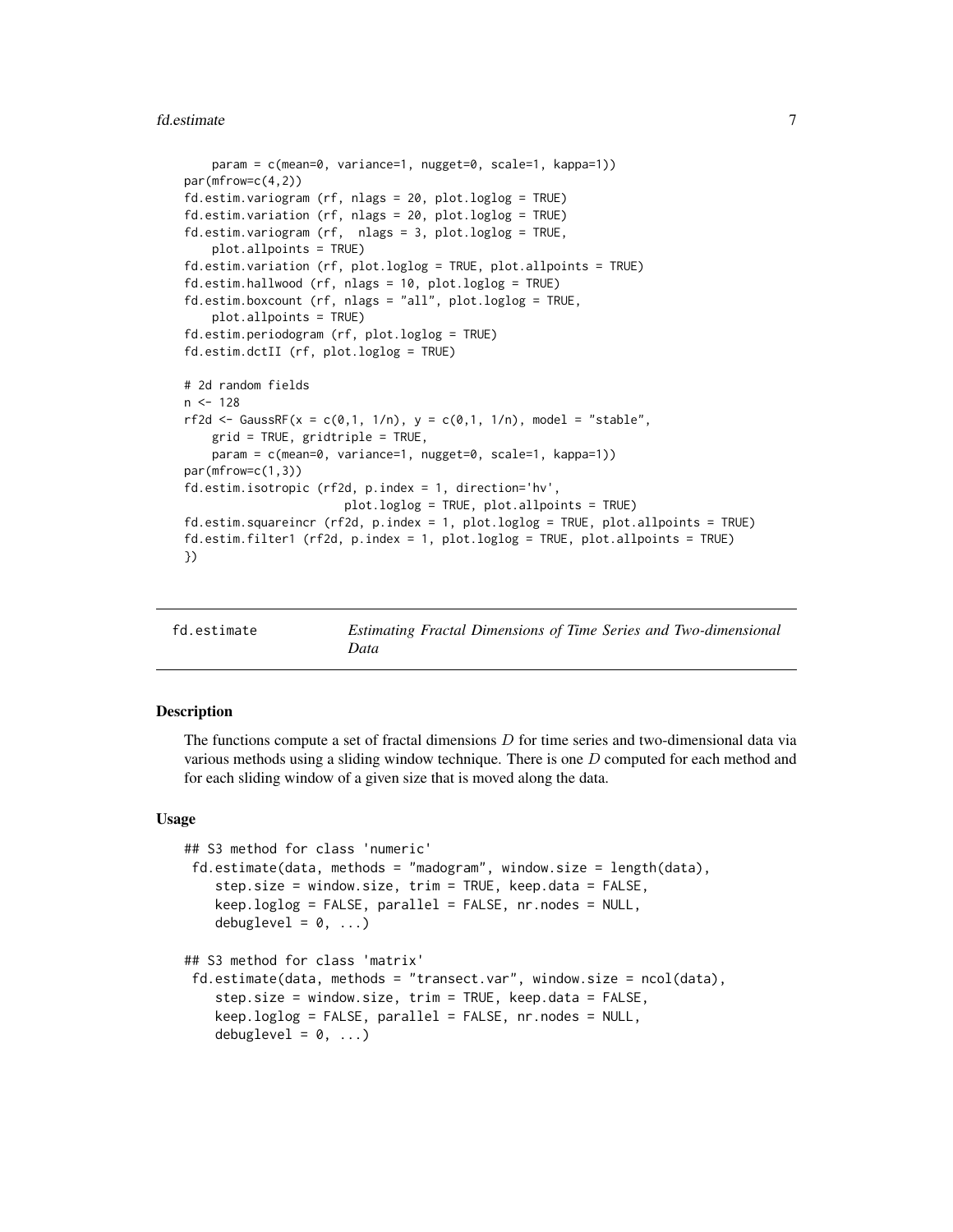```
    param = c(mean=0, variance=1, nugget=0, scale=1, kappa=1))
par(mfrow=c(4,2))
fd.estim.variogram (rf, nlags = 20, plot.loglog = TRUE)
fd.estim.variation (rf, nlags = 20, plot.loglog = TRUE)
fd.estim.variogram (rf,  nlags = 3, plot.loglog = TRUE,
    plot.allpoints = TRUE)
fd.estim.variation (rf, plot.loglog = TRUE, plot.allpoints = TRUE)
fd.estim.hallwood (rf, nlags = 10, plot.loglog = TRUE)
fd.estim.boxcount (rf, nlags = "all", plot.loglog = TRUE,
    plot.allpoints = TRUE)
fd.estim.periodogram (rf, plot.loglog = TRUE)
fd.estim.dctII (rf, plot.loglog = TRUE)

# 2d random fields
n <- 128
rf2d <- GaussRF(x = c(0,1, 1/n), y = c(0,1, 1/n), model = "stable",
    grid = TRUE, gridtriple = TRUE,
    param = c(mean=0, variance=1, nugget=0, scale=1, kappa=1))
par(mfrow=c(1,3))
fd.estim.isotropic (rf2d, p.index = 1, direction='hv',
                    plot.loglog = TRUE, plot.allpoints = TRUE)
fd.estim.squareincr (rf2d, p.index = 1, plot.loglog = TRUE, plot.allpoints = TRUE)
fd.estim.filter1 (rf2d, p.index = 1, plot.loglog = TRUE, plot.allpoints = TRUE)
})
```

## fd.estimate — *Estimating Fractal Dimensions of Time Series and Two-dimensional Data*

### Description

The functions compute a set of fractal dimensions $D$ for time series and two-dimensional data via various methods using a sliding window technique. There is one $D$ computed for each method and for each sliding window of a given size that is moved along the data.

### Usage

```
## S3 method for class 'numeric'
 fd.estimate(data, methods = "madogram", window.size = length(data),
    step.size = window.size, trim = TRUE, keep.data = FALSE,
    keep.loglog = FALSE, parallel = FALSE, nr.nodes = NULL,
    debuglevel = 0, ...)

## S3 method for class 'matrix'
 fd.estimate(data, methods = "transect.var", window.size = ncol(data),
    step.size = window.size, trim = TRUE, keep.data = FALSE,
    keep.loglog = FALSE, parallel = FALSE, nr.nodes = NULL,
    debuglevel = 0, ...)
```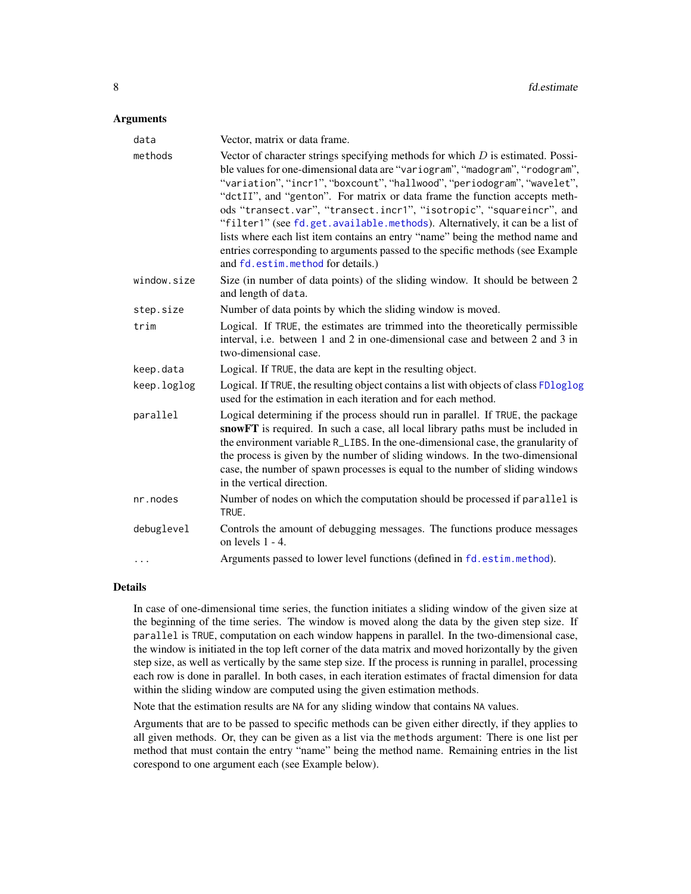## Arguments

| | |
|---|---|
| `data` | Vector, matrix or data frame. |
| `methods` | Vector of character strings specifying methods for which $D$ is estimated. Possible values for one-dimensional data are "`variogram`", "`madogram`", "`rodogram`", "`variation`", "`incr1`", "`boxcount`", "`hallwood`", "`periodogram`", "`wavelet`", "`dctII`", and "`genton`". For matrix or data frame the function accepts methods "`transect.var`", "`transect.incr1`", "`isotropic`", "`squareincr`", and "`filter1`" (see `fd.get.available.methods`). Alternatively, it can be a list of lists where each list item contains an entry "name" being the method name and entries corresponding to arguments passed to the specific methods (see Example and `fd.estim.method` for details.) |
| `window.size` | Size (in number of data points) of the sliding window. It should be between 2 and length of `data`. |
| `step.size` | Number of data points by which the sliding window is moved. |
| `trim` | Logical. If `TRUE`, the estimates are trimmed into the theoretically permissible interval, i.e. between 1 and 2 in one-dimensional case and between 2 and 3 in two-dimensional case. |
| `keep.data` | Logical. If `TRUE`, the data are kept in the resulting object. |
| `keep.loglog` | Logical. If `TRUE`, the resulting object contains a list with objects of class `FDloglog` used for the estimation in each iteration and for each method. |
| `parallel` | Logical determining if the process should run in parallel. If `TRUE`, the package **snowFT** is required. In such a case, all local library paths must be included in the environment variable `R_LIBS`. In the one-dimensional case, the granularity of the process is given by the number of sliding windows. In the two-dimensional case, the number of spawn processes is equal to the number of sliding windows in the vertical direction. |
| `nr.nodes` | Number of nodes on which the computation should be processed if `parallel` is `TRUE`. |
| `debuglevel` | Controls the amount of debugging messages. The functions produce messages on levels 1 - 4. |
| `...` | Arguments passed to lower level functions (defined in `fd.estim.method`). |

## Details

In case of one-dimensional time series, the function initiates a sliding window of the given size at the beginning of the time series. The window is moved along the data by the given step size. If `parallel` is `TRUE`, computation on each window happens in parallel. In the two-dimensional case, the window is initiated in the top left corner of the data matrix and moved horizontally by the given step size, as well as vertically by the same step size. If the process is running in parallel, processing each row is done in parallel. In both cases, in each iteration estimates of fractal dimension for data within the sliding window are computed using the given estimation methods.

Note that the estimation results are `NA` for any sliding window that contains `NA` values.

Arguments that are to be passed to specific methods can be given either directly, if they applies to all given methods. Or, they can be given as a list via the `methods` argument: There is one list per method that must contain the entry "name" being the method name. Remaining entries in the list corespond to one argument each (see Example below).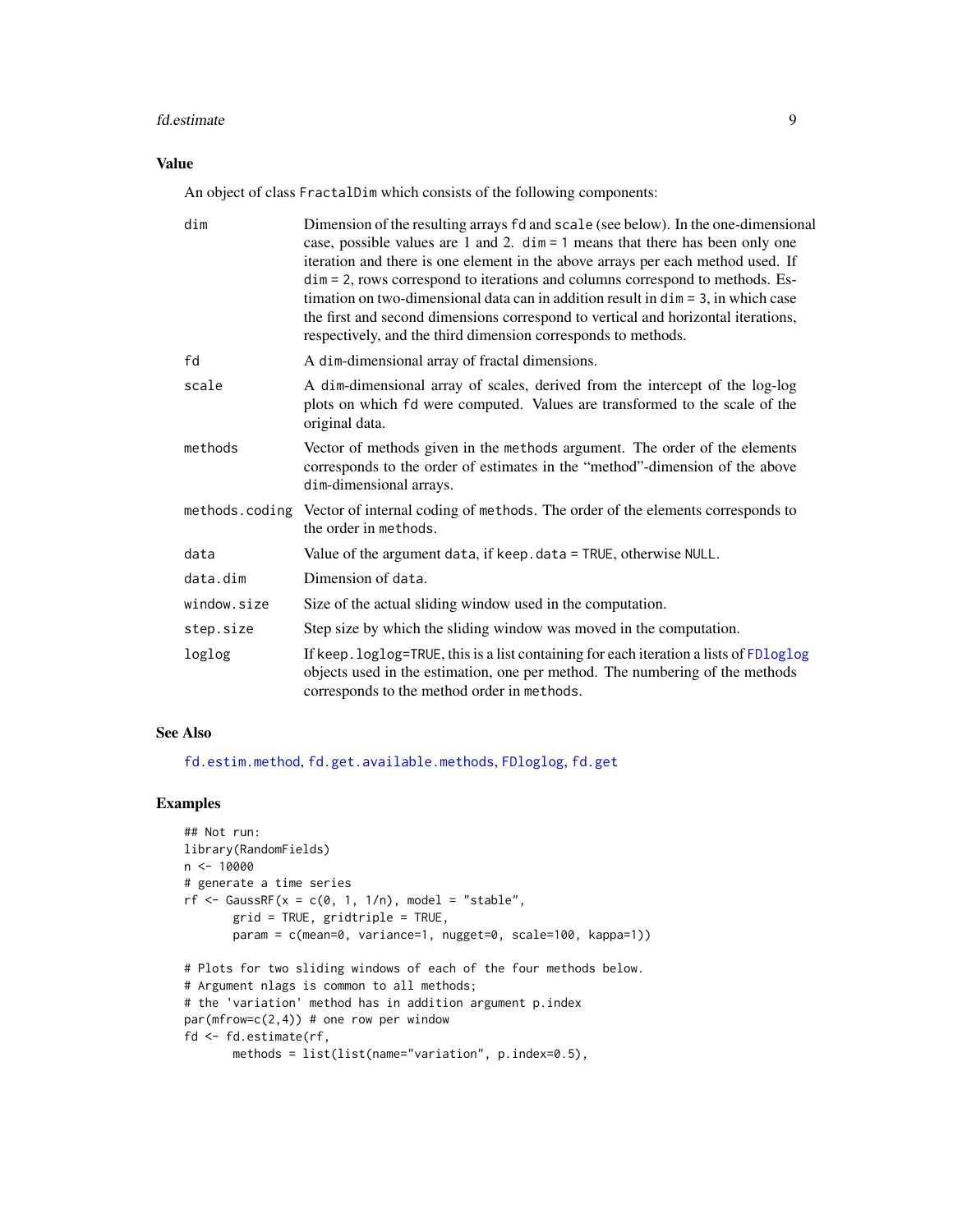## Value

An object of class `FractalDim` which consists of the following components:

| | |
|---|---|
| `dim` | Dimension of the resulting arrays `fd` and `scale` (see below). In the one-dimensional case, possible values are 1 and 2. `dim = 1` means that there has been only one iteration and there is one element in the above arrays per each method used. If `dim = 2`, rows correspond to iterations and columns correspond to methods. Estimation on two-dimensional data can in addition result in `dim = 3`, in which case the first and second dimensions correspond to vertical and horizontal iterations, respectively, and the third dimension corresponds to methods. |
| `fd` | A `dim`-dimensional array of fractal dimensions. |
| `scale` | A `dim`-dimensional array of scales, derived from the intercept of the log-log plots on which `fd` were computed. Values are transformed to the scale of the original data. |
| `methods` | Vector of methods given in the `methods` argument. The order of the elements corresponds to the order of estimates in the "method"-dimension of the above `dim`-dimensional arrays. |
| `methods.coding` | Vector of internal coding of `methods`. The order of the elements corresponds to the order in `methods`. |
| `data` | Value of the argument `data`, if `keep.data = TRUE`, otherwise `NULL`. |
| `data.dim` | Dimension of `data`. |
| `window.size` | Size of the actual sliding window used in the computation. |
| `step.size` | Step size by which the sliding window was moved in the computation. |
| `loglog` | If `keep.loglog=TRUE`, this is a list containing for each iteration a lists of `FDloglog` objects used in the estimation, one per method. The numbering of the methods corresponds to the method order in `methods`. |

## See Also

`fd.estim.method`, `fd.get.available.methods`, `FDloglog`, `fd.get`

## Examples

```
## Not run:
library(RandomFields)
n <- 10000
# generate a time series
rf <- GaussRF(x = c(0, 1, 1/n), model = "stable",
       grid = TRUE, gridtriple = TRUE,
       param = c(mean=0, variance=1, nugget=0, scale=100, kappa=1))

# Plots for two sliding windows of each of the four methods below.
# Argument nlags is common to all methods;
# the 'variation' method has in addition argument p.index
par(mfrow=c(2,4)) # one row per window
fd <- fd.estimate(rf,
       methods = list(list(name="variation", p.index=0.5),
```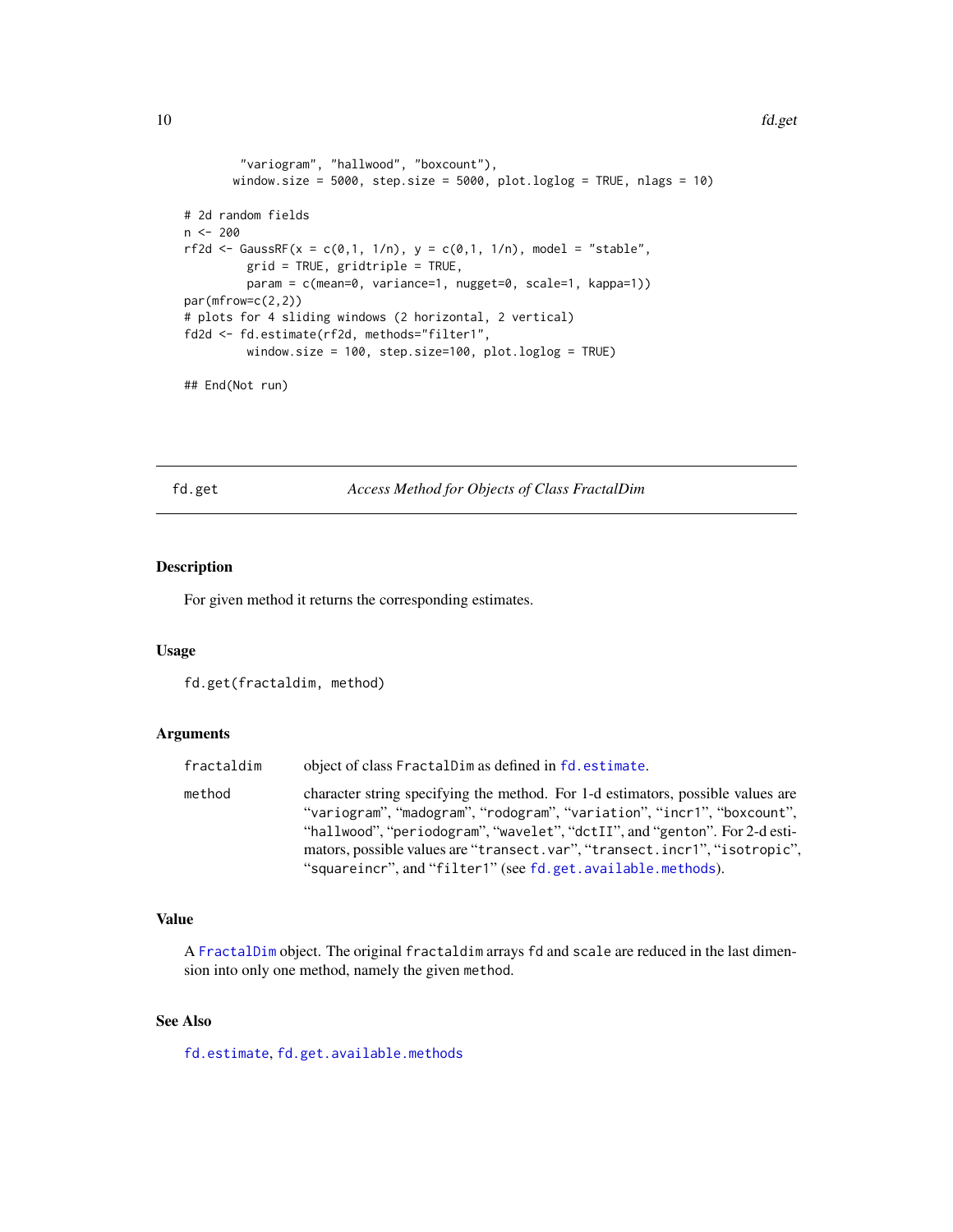```
         "variogram", "hallwood", "boxcount"),
        window.size = 5000, step.size = 5000, plot.loglog = TRUE, nlags = 10)

# 2d random fields
n <- 200
rf2d <- GaussRF(x = c(0,1, 1/n), y = c(0,1, 1/n), model = "stable",
         grid = TRUE, gridtriple = TRUE,
         param = c(mean=0, variance=1, nugget=0, scale=1, kappa=1))
par(mfrow=c(2,2))
# plots for 4 sliding windows (2 horizontal, 2 vertical)
fd2d <- fd.estimate(rf2d, methods="filter1",
         window.size = 100, step.size=100, plot.loglog = TRUE)

## End(Not run)
```

---

## fd.get — *Access Method for Objects of Class FractalDim*

### Description

For given method it returns the corresponding estimates.

### Usage

```
fd.get(fractaldim, method)
```

### Arguments

| | |
|---|---|
| `fractaldim` | object of class `FractalDim` as defined in `fd.estimate`. |
| `method` | character string specifying the method. For 1-d estimators, possible values are "`variogram`", "`madogram`", "`rodogram`", "`variation`", "`incr1`", "`boxcount`", "`hallwood`", "`periodogram`", "`wavelet`", "`dctII`", and "`genton`". For 2-d estimators, possible values are "`transect.var`", "`transect.incr1`", "`isotropic`", "`squareincr`", and "`filter1`" (see `fd.get.available.methods`). |

### Value

A `FractalDim` object. The original `fractaldim` arrays `fd` and `scale` are reduced in the last dimension into only one method, namely the given `method`.

### See Also

`fd.estimate`, `fd.get.available.methods`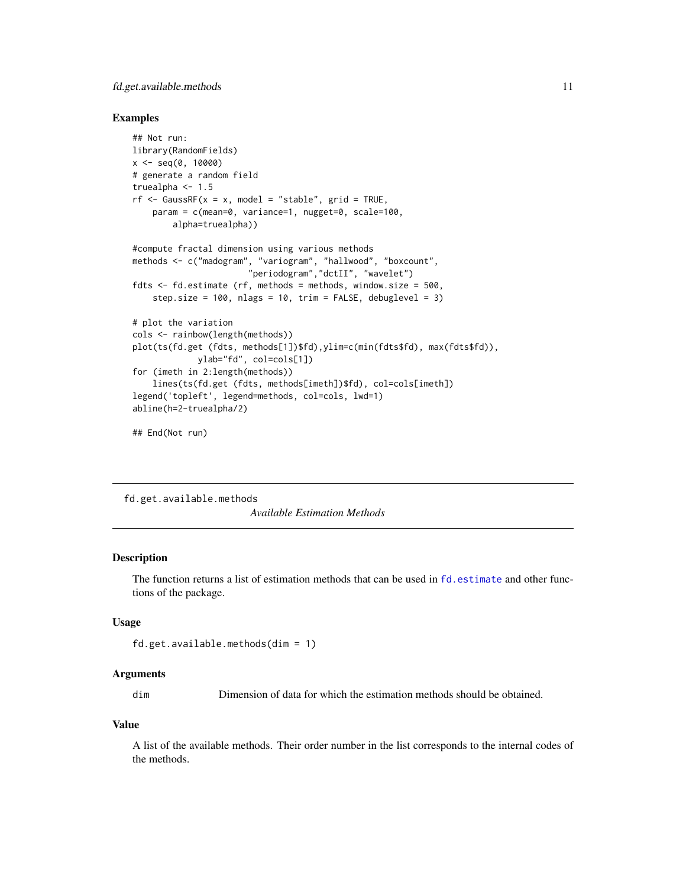### Examples

```
## Not run:
library(RandomFields)
x <- seq(0, 10000)
# generate a random field
truealpha <- 1.5
rf <- GaussRF(x = x, model = "stable", grid = TRUE,
    param = c(mean=0, variance=1, nugget=0, scale=100,
        alpha=truealpha))

#compute fractal dimension using various methods
methods <- c("madogram", "variogram", "hallwood", "boxcount",
                       "periodogram","dctII", "wavelet")
fdts <- fd.estimate (rf, methods = methods, window.size = 500,
    step.size = 100, nlags = 10, trim = FALSE, debuglevel = 3)

# plot the variation
cols <- rainbow(length(methods))
plot(ts(fd.get (fdts, methods[1])$fd),ylim=c(min(fdts$fd), max(fdts$fd)),
             ylab="fd", col=cols[1])
for (imeth in 2:length(methods))
    lines(ts(fd.get (fdts, methods[imeth])$fd), col=cols[imeth])
legend('topleft', legend=methods, col=cols, lwd=1)
abline(h=2-truealpha/2)

## End(Not run)
```

---

## fd.get.available.methods — *Available Estimation Methods*

### Description

The function returns a list of estimation methods that can be used in `fd.estimate` and other functions of the package.

### Usage

```
fd.get.available.methods(dim = 1)
```

### Arguments

| | |
|---|---|
| `dim` | Dimension of data for which the estimation methods should be obtained. |

### Value

A list of the available methods. Their order number in the list corresponds to the internal codes of the methods.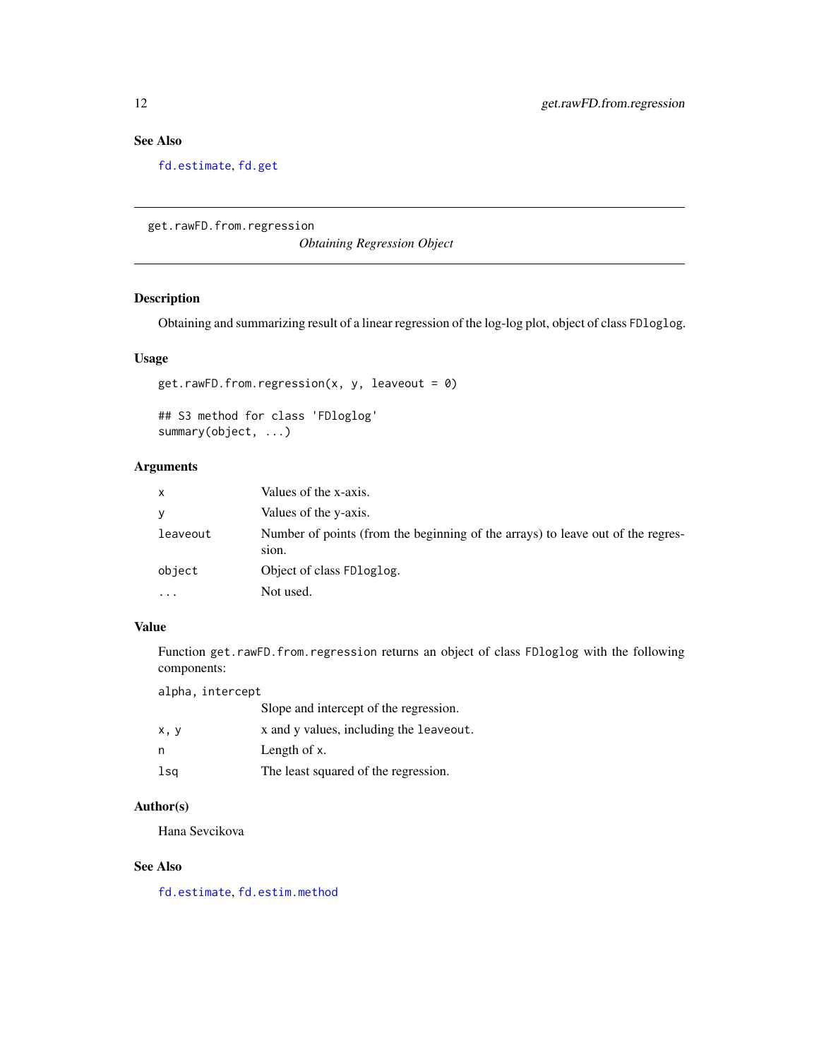### See Also

fd.estimate, fd.get

---

## get.rawFD.from.regression

*Obtaining Regression Object*

---

### Description

Obtaining and summarizing result of a linear regression of the log-log plot, object of class FDloglog.

### Usage

```
get.rawFD.from.regression(x, y, leaveout = 0)

## S3 method for class 'FDloglog'
summary(object, ...)
```

### Arguments

| | |
|---|---|
| x | Values of the x-axis. |
| y | Values of the y-axis. |
| leaveout | Number of points (from the beginning of the arrays) to leave out of the regression. |
| object | Object of class FDloglog. |
| ... | Not used. |

### Value

Function get.rawFD.from.regression returns an object of class FDloglog with the following components:

| | |
|---|---|
| alpha, intercept | Slope and intercept of the regression. |
| x, y | x and y values, including the leaveout. |
| n | Length of x. |
| lsq | The least squared of the regression. |

### Author(s)

Hana Sevcikova

### See Also

fd.estimate, fd.estim.method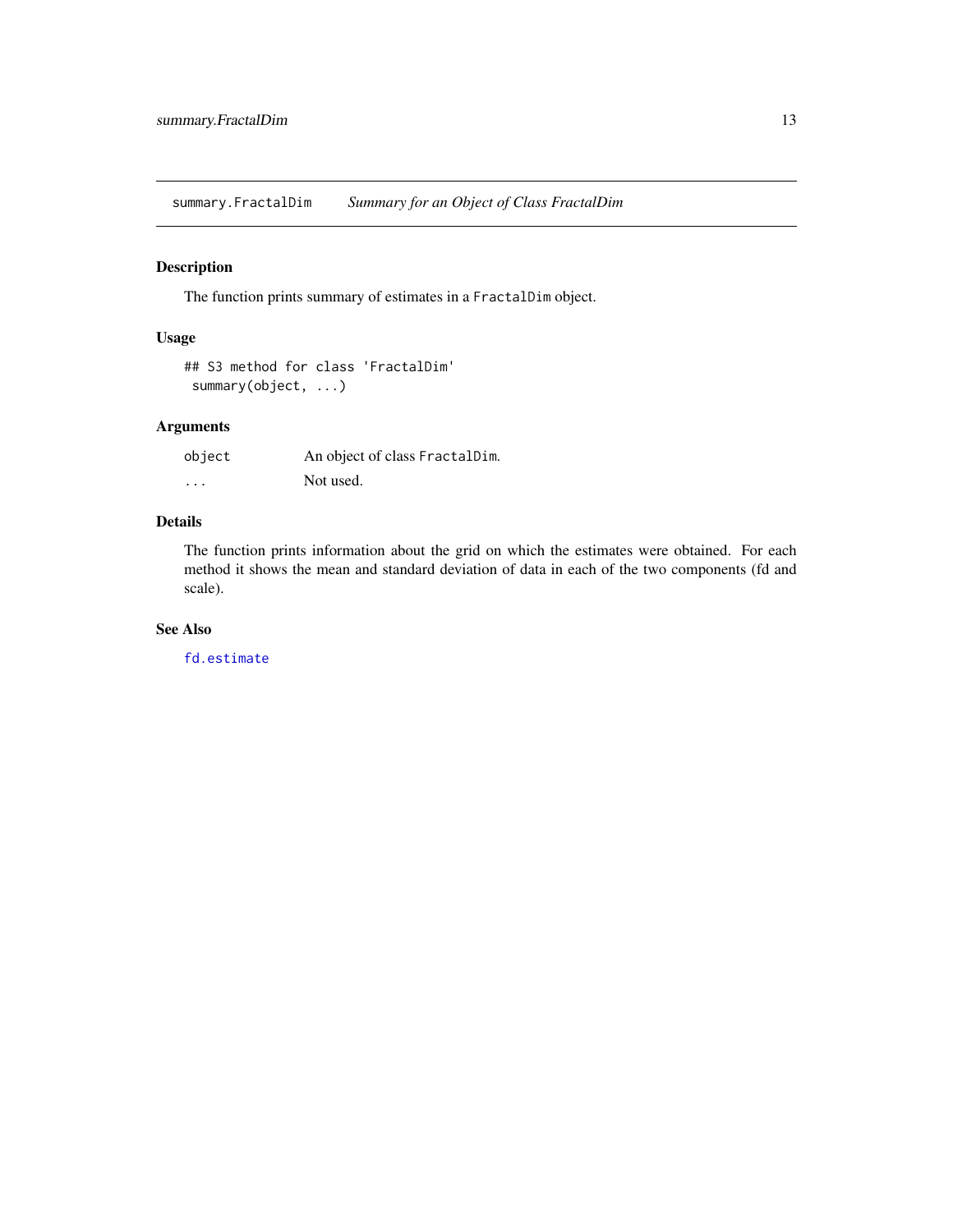summary.FractalDim *Summary for an Object of Class FractalDim*

## Description

The function prints summary of estimates in a `FractalDim` object.

## Usage

```
## S3 method for class 'FractalDim'
 summary(object, ...)
```

## Arguments

| | |
|---|---|
| `object` | An object of class `FractalDim`. |
| `...` | Not used. |

## Details

The function prints information about the grid on which the estimates were obtained. For each method it shows the mean and standard deviation of data in each of the two components (fd and scale).

## See Also

`fd.estimate`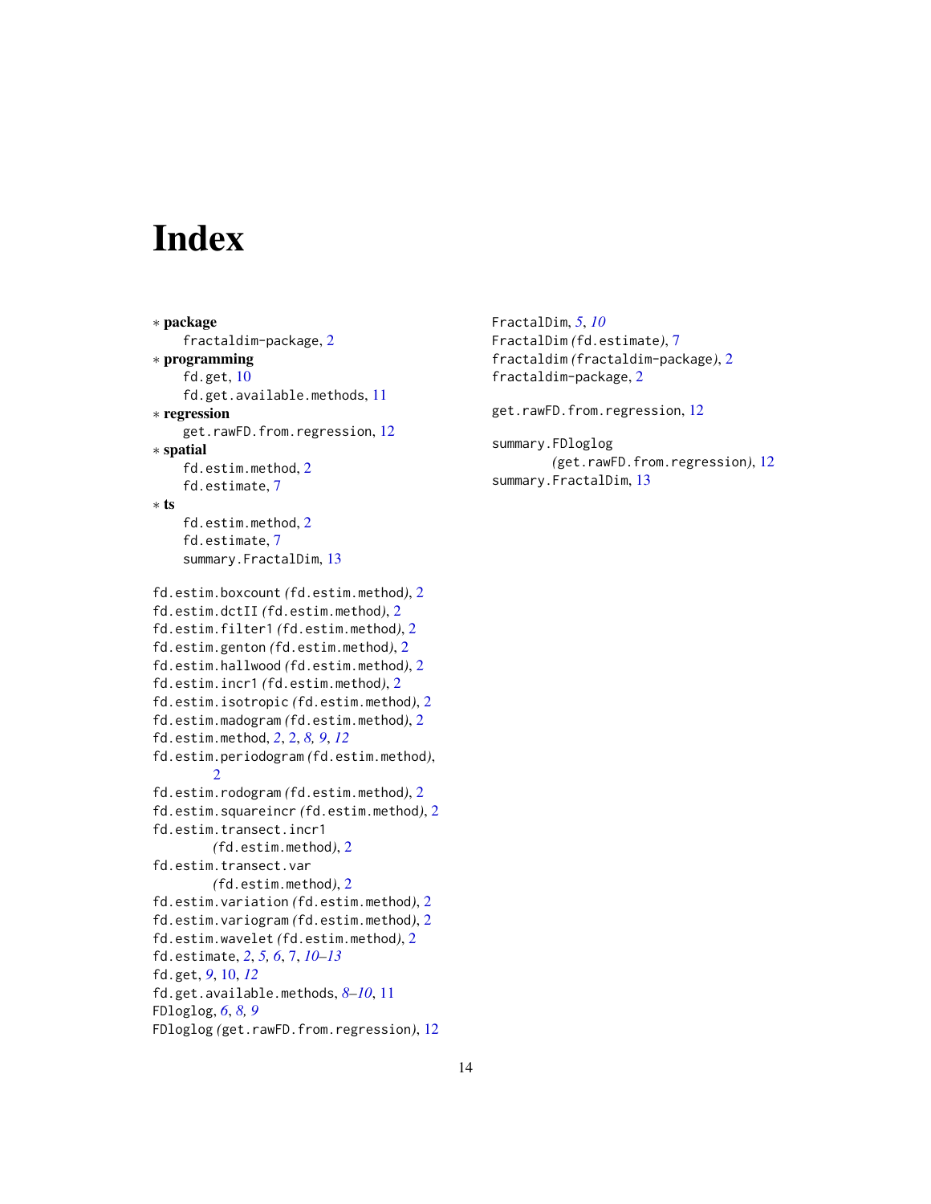# Index

∗ **package**

fractaldim-package, 2

∗ **programming**

fd.get, 10

fd.get.available.methods, 11

∗ **regression**

get.rawFD.from.regression, 12

∗ **spatial**

fd.estim.method, 2

fd.estimate, 7

∗ **ts**

fd.estim.method, 2

fd.estimate, 7

summary.FractalDim, 13

fd.estim.boxcount *(*fd.estim.method*)*, 2

fd.estim.dctII *(*fd.estim.method*)*, 2

fd.estim.filter1 *(*fd.estim.method*)*, 2

fd.estim.genton *(*fd.estim.method*)*, 2

fd.estim.hallwood *(*fd.estim.method*)*, 2

fd.estim.incr1 *(*fd.estim.method*)*, 2

fd.estim.isotropic *(*fd.estim.method*)*, 2

fd.estim.madogram *(*fd.estim.method*)*, 2

fd.estim.method, *2*, 2, *8, 9*, *12*

fd.estim.periodogram *(*fd.estim.method*)*, 2

fd.estim.rodogram *(*fd.estim.method*)*, 2

fd.estim.squareincr *(*fd.estim.method*)*, 2

fd.estim.transect.incr1 *(*fd.estim.method*)*, 2

fd.estim.transect.var *(*fd.estim.method*)*, 2

fd.estim.variation *(*fd.estim.method*)*, 2

fd.estim.variogram *(*fd.estim.method*)*, 2

fd.estim.wavelet *(*fd.estim.method*)*, 2

fd.estimate, *2*, *5, 6*, 7, *10–13*

fd.get, *9*, 10, *12*

fd.get.available.methods, *8–10*, 11

FDloglog, *6*, *8, 9*

FDloglog *(*get.rawFD.from.regression*)*, 12

FractalDim, *5*, *10*

FractalDim *(*fd.estimate*)*, 7

fractaldim *(*fractaldim-package*)*, 2

fractaldim-package, 2

get.rawFD.from.regression, 12

summary.FDloglog *(*get.rawFD.from.regression*)*, 12

summary.FractalDim, 13